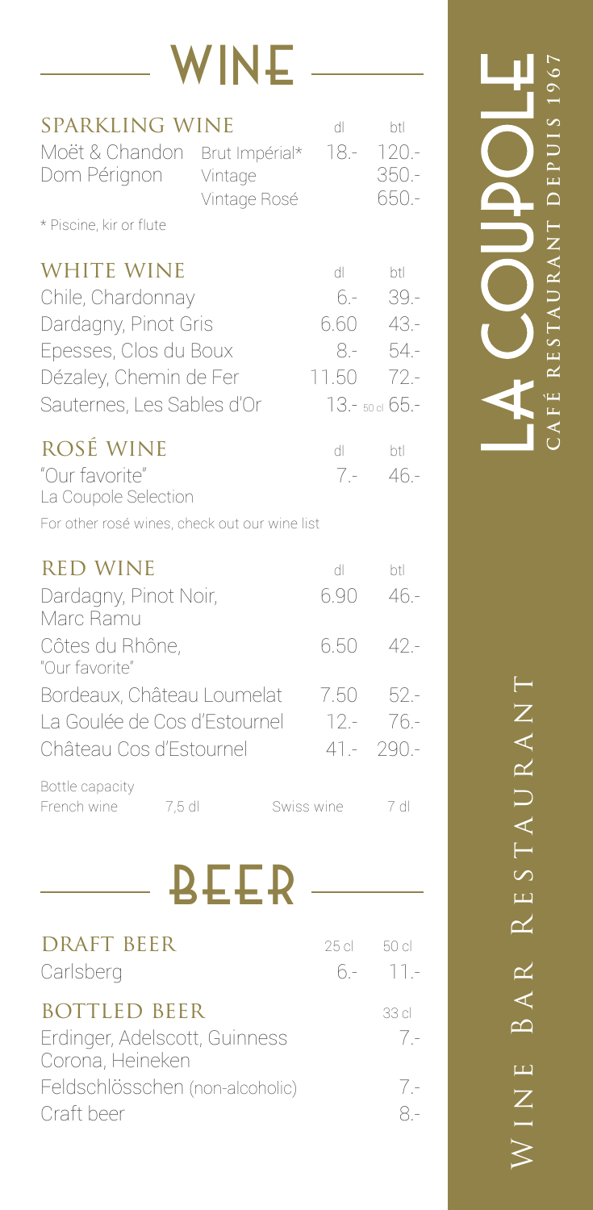# WINE

## SPARKLING WINE

| | | dl | btl |
|---|---|---|---|
| Moët & Chandon | Brut Impérial* | 18.- | 120.- |
| Dom Pérignon | Vintage | | 350.- |
| | Vintage Rosé | | 650.- |

\* Piscine, kir or flute

## WHITE WINE

| | dl | btl |
|---|---|---|
| Chile, Chardonnay | 6.- | 39.- |
| Dardagny, Pinot Gris | 6.60 | 43.- |
| Epesses, Clos du Boux | 8.- | 54.- |
| Dézaley, Chemin de Fer | 11.50 | 72.- |
| Sauternes, Les Sables d'Or | 13.- | 50 cl 65.- |

## ROSÉ WINE

| | dl | btl |
|---|---|---|
| "Our favorite" La Coupole Selection | 7.- | 46.- |

For other rosé wines, check out our wine list

## RED WINE

| | dl | btl |
|---|---|---|
| Dardagny, Pinot Noir, Marc Ramu | 6.90 | 46.- |
| Côtes du Rhône, "Our favorite" | 6.50 | 42.- |
| Bordeaux, Château Loumelat | 7.50 | 52.- |
| La Goulée de Cos d'Estournel | 12.- | 76.- |
| Château Cos d'Estournel | 41.- | 290.- |

Bottle capacity
French wine 7,5 dl Swiss wine 7 dl

# BEER

## DRAFT BEER

| | 25 cl | 50 cl |
|---|---|---|
| Carlsberg | 6.- | 11.- |

## BOTTLED BEER

| | 33 cl |
|---|---|
| Erdinger, Adelscott, Guinness Corona, Heineken | 7.- |
| Feldschlösschen (non-alcoholic) | 7.- |
| Craft beer | 8.- |

LA COUPOLE
CAFÉ RESTAURANT DEPUIS 1967

WINE BAR RESTAURANT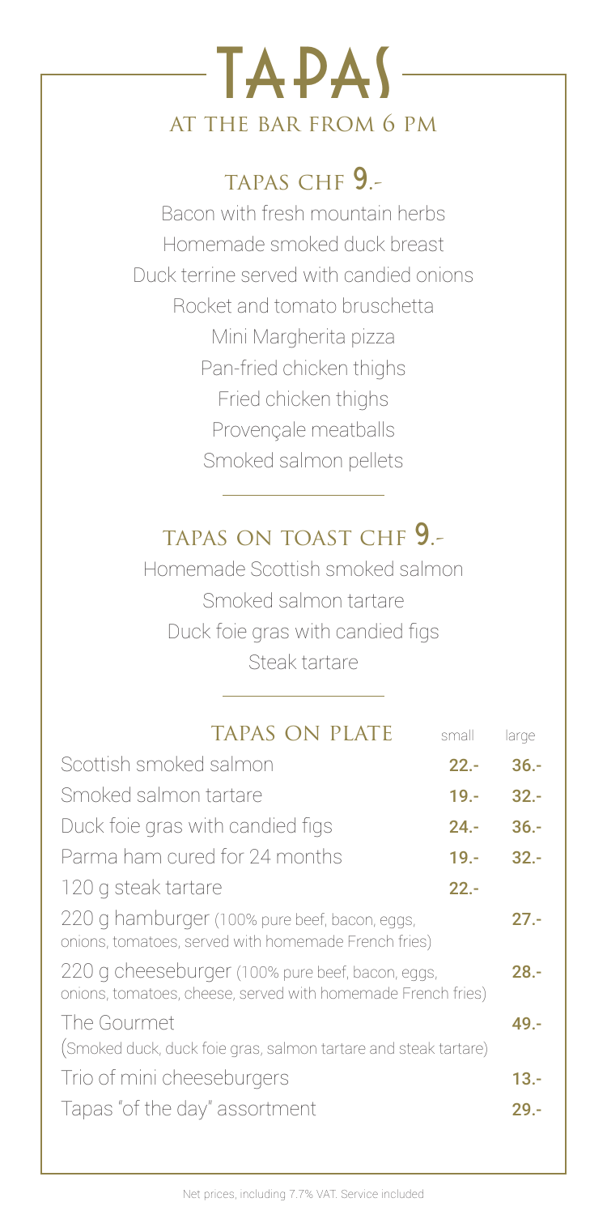# TAPAS

## AT THE BAR FROM 6 PM

### TAPAS CHF 9.-

Bacon with fresh mountain herbs
Homemade smoked duck breast
Duck terrine served with candied onions
Rocket and tomato bruschetta
Mini Margherita pizza
Pan-fried chicken thighs
Fried chicken thighs
Provençale meatballs
Smoked salmon pellets

### TAPAS ON TOAST CHF 9.-

Homemade Scottish smoked salmon
Smoked salmon tartare
Duck foie gras with candied figs
Steak tartare

### TAPAS ON PLATE

| TAPAS ON PLATE | small | large |
| --- | --- | --- |
| Scottish smoked salmon | 22.- | 36.- |
| Smoked salmon tartare | 19.- | 32.- |
| Duck foie gras with candied figs | 24.- | 36.- |
| Parma ham cured for 24 months | 19.- | 32.- |
| 120 g steak tartare | 22.- | |
| 220 g hamburger (100% pure beef, bacon, eggs, onions, tomatoes, served with homemade French fries) | | 27.- |
| 220 g cheeseburger (100% pure beef, bacon, eggs, onions, tomatoes, cheese, served with homemade French fries) | | 28.- |
| The Gourmet (Smoked duck, duck foie gras, salmon tartare and steak tartare) | | 49.- |
| Trio of mini cheeseburgers | | 13.- |
| Tapas "of the day" assortment | | 29.- |

Net prices, including 7.7% VAT. Service included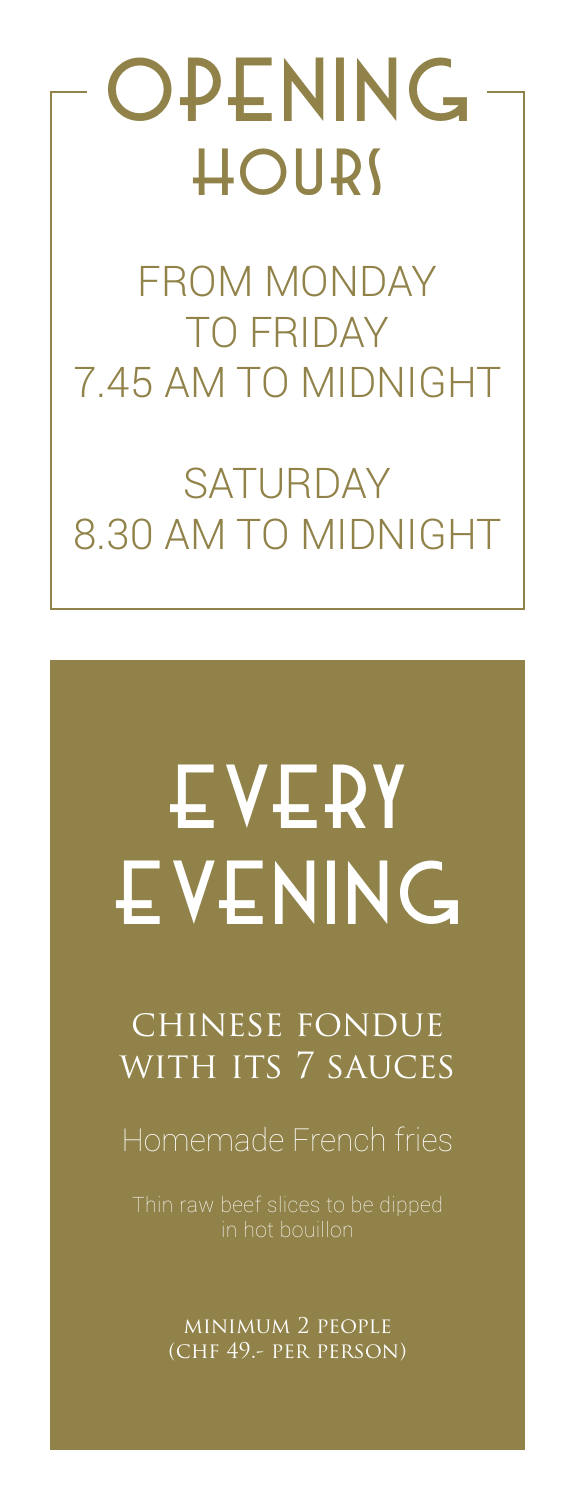# OPENING HOURS

FROM MONDAY TO FRIDAY
7.45 AM TO MIDNIGHT

SATURDAY
8.30 AM TO MIDNIGHT

# EVERY EVENING

## CHINESE FONDUE WITH ITS 7 SAUCES

Homemade French fries

Thin raw beef slices to be dipped in hot bouillon

MINIMUM 2 PEOPLE
(CHF 49.- PER PERSON)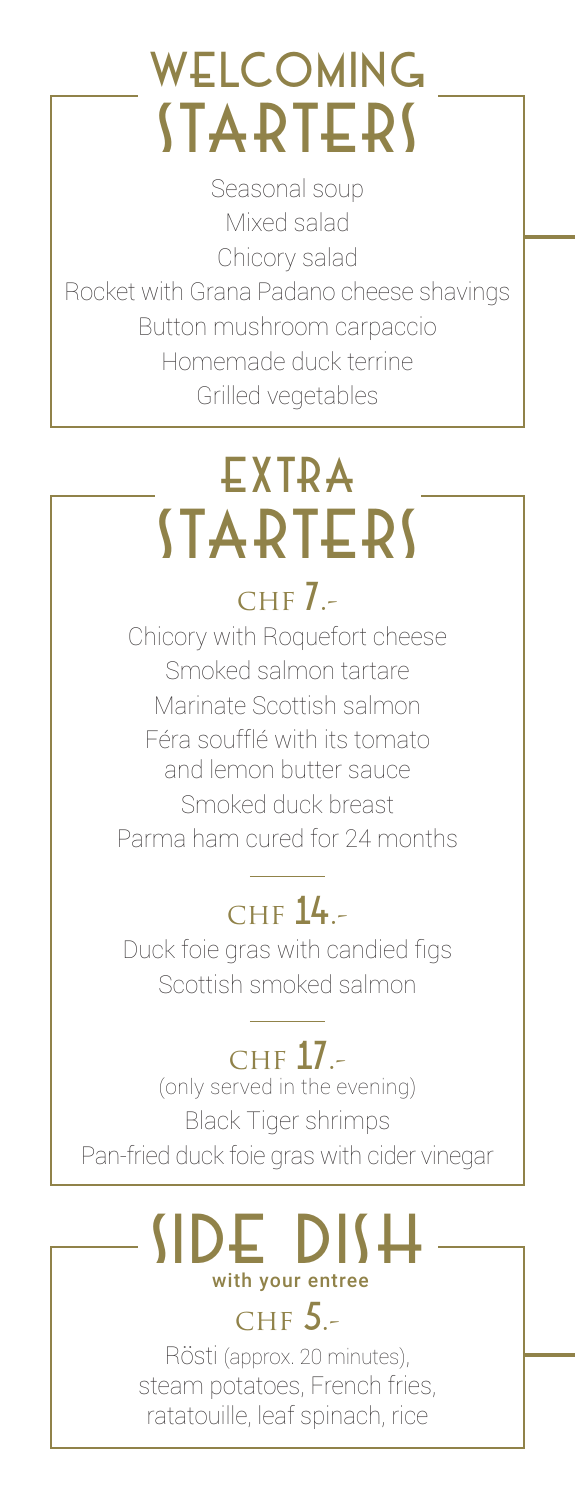# WELCOMING STARTERS

Seasonal soup
Mixed salad
Chicory salad
Rocket with Grana Padano cheese shavings
Button mushroom carpaccio
Homemade duck terrine
Grilled vegetables

# EXTRA STARTERS

## CHF 7.-

Chicory with Roquefort cheese
Smoked salmon tartare
Marinate Scottish salmon
Féra soufflé with its tomato and lemon butter sauce
Smoked duck breast
Parma ham cured for 24 months

## CHF 14.-

Duck foie gras with candied figs
Scottish smoked salmon

## CHF 17.-

(only served in the evening)

Black Tiger shrimps
Pan-fried duck foie gras with cider vinegar

# SIDE DISH

**with your entree**

## CHF 5.-

Rösti (approx. 20 minutes), steam potatoes, French fries, ratatouille, leaf spinach, rice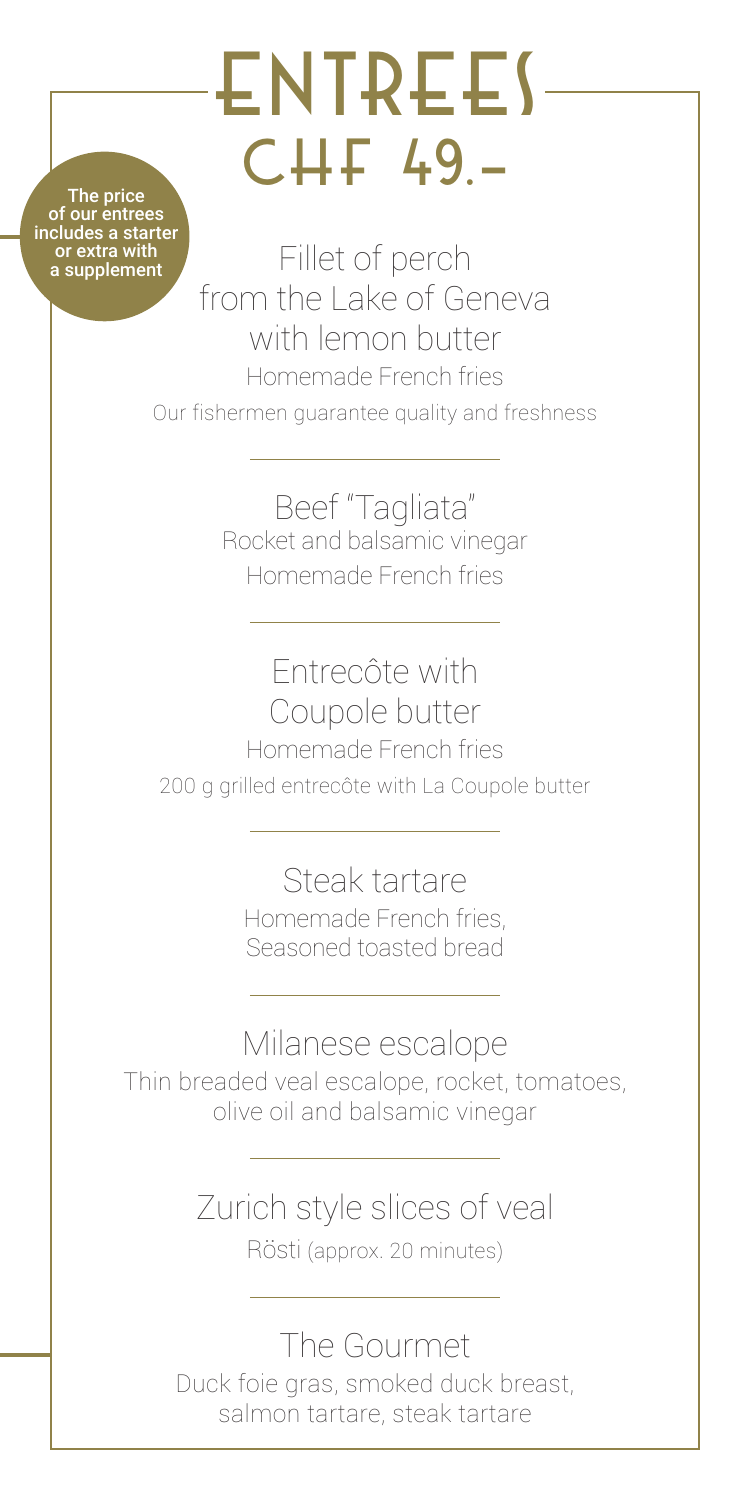# ENTREES

## CHF 49.-

The price of our entrees includes a starter or extra with a supplement

### Fillet of perch from the Lake of Geneva with lemon butter

Homemade French fries

Our fishermen guarantee quality and freshness

---

### Beef "Tagliata"

Rocket and balsamic vinegar

Homemade French fries

---

### Entrecôte with Coupole butter

Homemade French fries

200 g grilled entrecôte with La Coupole butter

---

### Steak tartare

Homemade French fries,
Seasoned toasted bread

---

### Milanese escalope

Thin breaded veal escalope, rocket, tomatoes, olive oil and balsamic vinegar

---

### Zurich style slices of veal

Rösti (approx. 20 minutes)

---

### The Gourmet

Duck foie gras, smoked duck breast, salmon tartare, steak tartare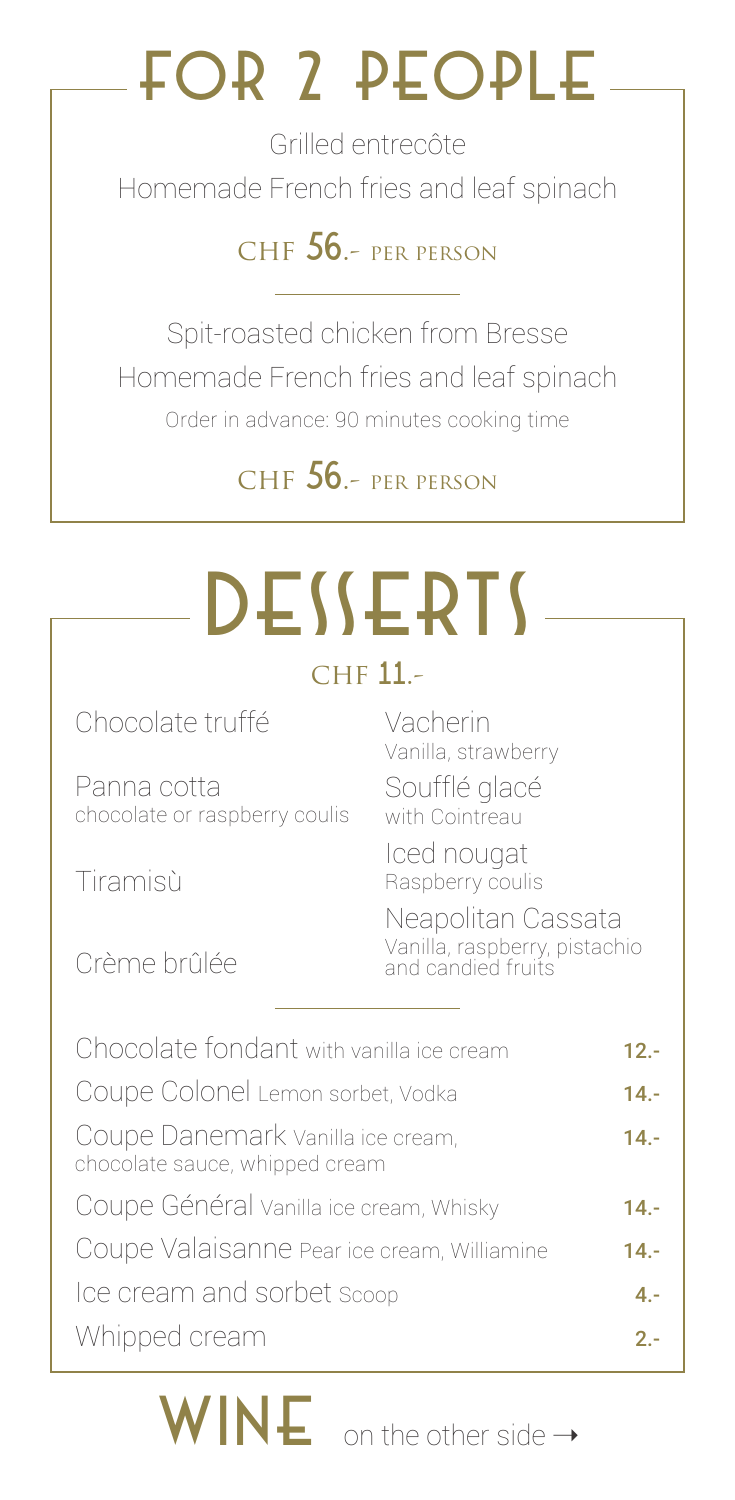# FOR 2 PEOPLE

Grilled entrecôte
Homemade French fries and leaf spinach

**CHF 56.- PER PERSON**

Spit-roasted chicken from Bresse
Homemade French fries and leaf spinach
Order in advance: 90 minutes cooking time

**CHF 56.- PER PERSON**

# DESSERTS

**CHF 11.-**

Chocolate truffé

Panna cotta
chocolate or raspberry coulis

Tiramisù

Crème brûlée

Vacherin
Vanilla, strawberry

Soufflé glacé
with Cointreau

Iced nougat
Raspberry coulis

Neapolitan Cassata
Vanilla, raspberry, pistachio and candied fruits

| | |
|---|---|
| Chocolate fondant with vanilla ice cream | 12.- |
| Coupe Colonel Lemon sorbet, Vodka | 14.- |
| Coupe Danemark Vanilla ice cream, chocolate sauce, whipped cream | 14.- |
| Coupe Général Vanilla ice cream, Whisky | 14.- |
| Coupe Valaisanne Pear ice cream, Williamine | 14.- |
| Ice cream and sorbet Scoop | 4.- |
| Whipped cream | 2.- |

**WINE** on the other side →